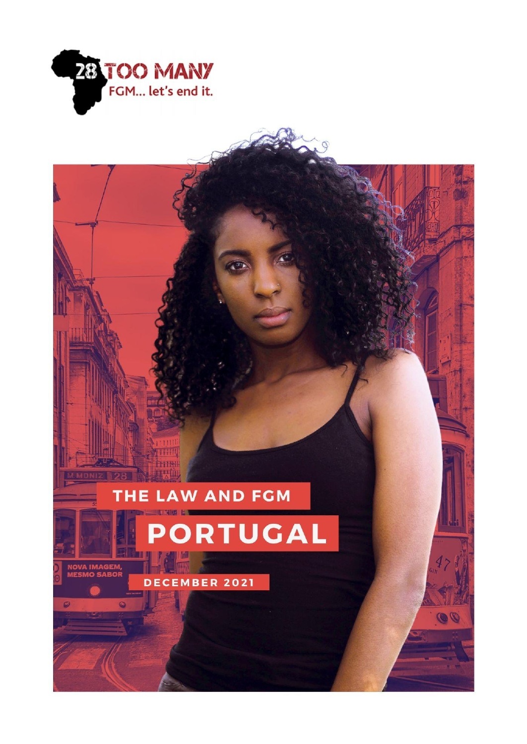28 TOO MANY

FGM... let's end it.

# THE LAW AND FGM

# PORTUGAL

DECEMBER 2021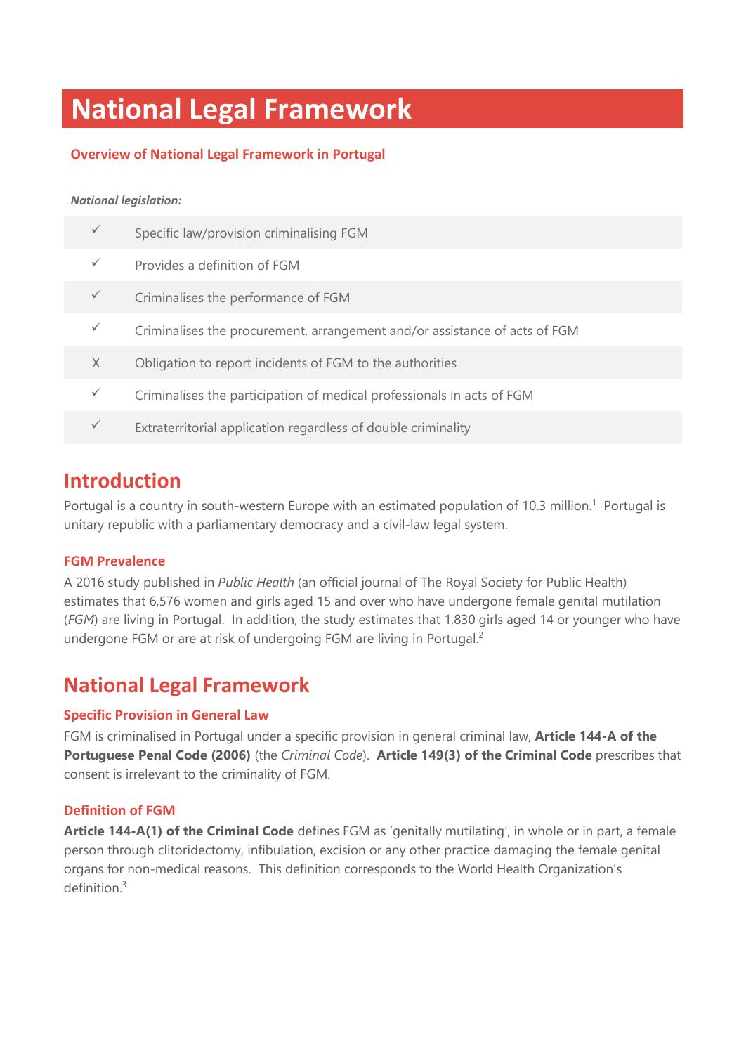# National Legal Framework

### Overview of National Legal Framework in Portugal

***National legislation:***

| | |
|---|---|
| ✓ | Specific law/provision criminalising FGM |
| ✓ | Provides a definition of FGM |
| ✓ | Criminalises the performance of FGM |
| ✓ | Criminalises the procurement, arrangement and/or assistance of acts of FGM |
| X | Obligation to report incidents of FGM to the authorities |
| ✓ | Criminalises the participation of medical professionals in acts of FGM |
| ✓ | Extraterritorial application regardless of double criminality |

## Introduction

Portugal is a country in south-western Europe with an estimated population of 10.3 million.[1] Portugal is unitary republic with a parliamentary democracy and a civil-law legal system.

### FGM Prevalence

A 2016 study published in *Public Health* (an official journal of The Royal Society for Public Health) estimates that 6,576 women and girls aged 15 and over who have undergone female genital mutilation (*FGM*) are living in Portugal. In addition, the study estimates that 1,830 girls aged 14 or younger who have undergone FGM or are at risk of undergoing FGM are living in Portugal.[2]

## National Legal Framework

### Specific Provision in General Law

FGM is criminalised in Portugal under a specific provision in general criminal law, **Article 144-A of the Portuguese Penal Code (2006)** (the *Criminal Code*). **Article 149(3) of the Criminal Code** prescribes that consent is irrelevant to the criminality of FGM.

### Definition of FGM

**Article 144-A(1) of the Criminal Code** defines FGM as 'genitally mutilating', in whole or in part, a female person through clitoridectomy, infibulation, excision or any other practice damaging the female genital organs for non-medical reasons. This definition corresponds to the World Health Organization's definition.[3]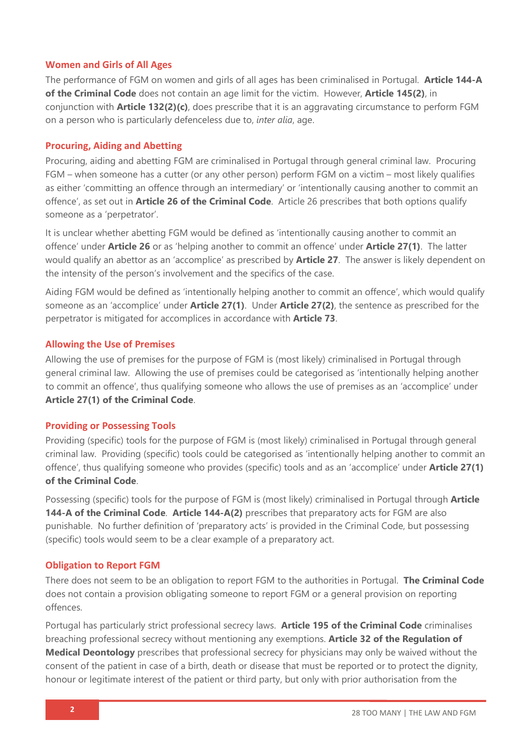## Women and Girls of All Ages

The performance of FGM on women and girls of all ages has been criminalised in Portugal. **Article 144-A of the Criminal Code** does not contain an age limit for the victim. However, **Article 145(2)**, in conjunction with **Article 132(2)(c)**, does prescribe that it is an aggravating circumstance to perform FGM on a person who is particularly defenceless due to, *inter alia*, age.

## Procuring, Aiding and Abetting

Procuring, aiding and abetting FGM are criminalised in Portugal through general criminal law. Procuring FGM – when someone has a cutter (or any other person) perform FGM on a victim – most likely qualifies as either 'committing an offence through an intermediary' or 'intentionally causing another to commit an offence', as set out in **Article 26 of the Criminal Code**. Article 26 prescribes that both options qualify someone as a 'perpetrator'.

It is unclear whether abetting FGM would be defined as 'intentionally causing another to commit an offence' under **Article 26** or as 'helping another to commit an offence' under **Article 27(1)**. The latter would qualify an abettor as an 'accomplice' as prescribed by **Article 27**. The answer is likely dependent on the intensity of the person's involvement and the specifics of the case.

Aiding FGM would be defined as 'intentionally helping another to commit an offence', which would qualify someone as an 'accomplice' under **Article 27(1)**. Under **Article 27(2)**, the sentence as prescribed for the perpetrator is mitigated for accomplices in accordance with **Article 73**.

## Allowing the Use of Premises

Allowing the use of premises for the purpose of FGM is (most likely) criminalised in Portugal through general criminal law. Allowing the use of premises could be categorised as 'intentionally helping another to commit an offence', thus qualifying someone who allows the use of premises as an 'accomplice' under **Article 27(1) of the Criminal Code**.

## Providing or Possessing Tools

Providing (specific) tools for the purpose of FGM is (most likely) criminalised in Portugal through general criminal law. Providing (specific) tools could be categorised as 'intentionally helping another to commit an offence', thus qualifying someone who provides (specific) tools and as an 'accomplice' under **Article 27(1) of the Criminal Code**.

Possessing (specific) tools for the purpose of FGM is (most likely) criminalised in Portugal through **Article 144-A of the Criminal Code**. **Article 144-A(2)** prescribes that preparatory acts for FGM are also punishable. No further definition of 'preparatory acts' is provided in the Criminal Code, but possessing (specific) tools would seem to be a clear example of a preparatory act.

## Obligation to Report FGM

There does not seem to be an obligation to report FGM to the authorities in Portugal. **The Criminal Code** does not contain a provision obligating someone to report FGM or a general provision on reporting offences.

Portugal has particularly strict professional secrecy laws. **Article 195 of the Criminal Code** criminalises breaching professional secrecy without mentioning any exemptions. **Article 32 of the Regulation of Medical Deontology** prescribes that professional secrecy for physicians may only be waived without the consent of the patient in case of a birth, death or disease that must be reported or to protect the dignity, honour or legitimate interest of the patient or third party, but only with prior authorisation from the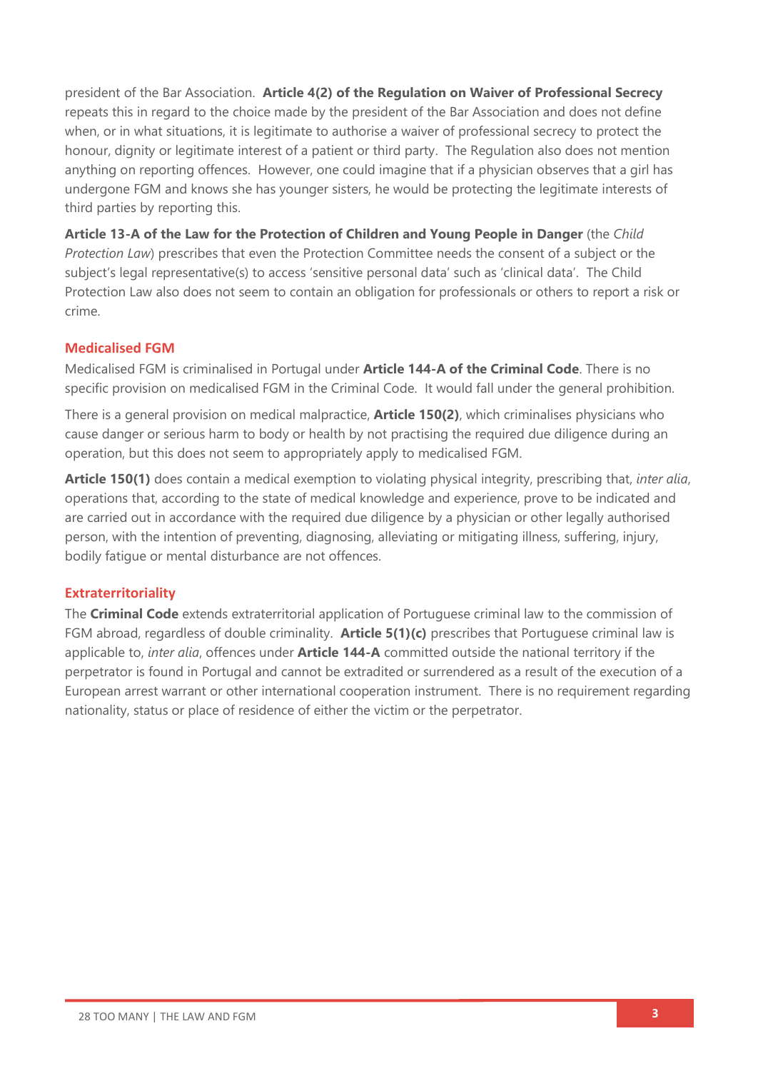president of the Bar Association. **Article 4(2) of the Regulation on Waiver of Professional Secrecy** repeats this in regard to the choice made by the president of the Bar Association and does not define when, or in what situations, it is legitimate to authorise a waiver of professional secrecy to protect the honour, dignity or legitimate interest of a patient or third party. The Regulation also does not mention anything on reporting offences. However, one could imagine that if a physician observes that a girl has undergone FGM and knows she has younger sisters, he would be protecting the legitimate interests of third parties by reporting this.

**Article 13-A of the Law for the Protection of Children and Young People in Danger** (the *Child Protection Law*) prescribes that even the Protection Committee needs the consent of a subject or the subject's legal representative(s) to access 'sensitive personal data' such as 'clinical data'. The Child Protection Law also does not seem to contain an obligation for professionals or others to report a risk or crime.

## Medicalised FGM

Medicalised FGM is criminalised in Portugal under **Article 144-A of the Criminal Code**. There is no specific provision on medicalised FGM in the Criminal Code. It would fall under the general prohibition.

There is a general provision on medical malpractice, **Article 150(2)**, which criminalises physicians who cause danger or serious harm to body or health by not practising the required due diligence during an operation, but this does not seem to appropriately apply to medicalised FGM.

**Article 150(1)** does contain a medical exemption to violating physical integrity, prescribing that, *inter alia*, operations that, according to the state of medical knowledge and experience, prove to be indicated and are carried out in accordance with the required due diligence by a physician or other legally authorised person, with the intention of preventing, diagnosing, alleviating or mitigating illness, suffering, injury, bodily fatigue or mental disturbance are not offences.

## Extraterritoriality

The **Criminal Code** extends extraterritorial application of Portuguese criminal law to the commission of FGM abroad, regardless of double criminality. **Article 5(1)(c)** prescribes that Portuguese criminal law is applicable to, *inter alia*, offences under **Article 144-A** committed outside the national territory if the perpetrator is found in Portugal and cannot be extradited or surrendered as a result of the execution of a European arrest warrant or other international cooperation instrument. There is no requirement regarding nationality, status or place of residence of either the victim or the perpetrator.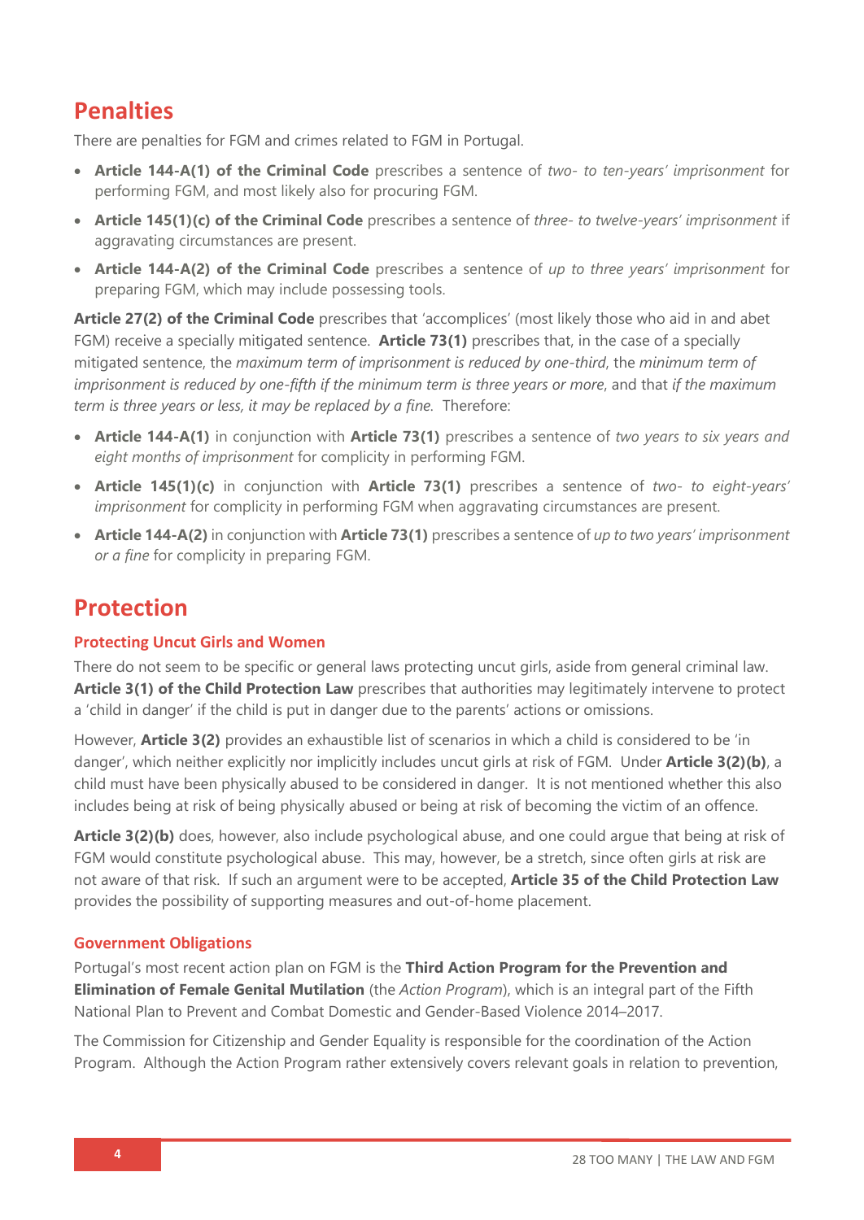## Penalties

There are penalties for FGM and crimes related to FGM in Portugal.

- **Article 144-A(1) of the Criminal Code** prescribes a sentence of *two- to ten-years' imprisonment* for performing FGM, and most likely also for procuring FGM.
- **Article 145(1)(c) of the Criminal Code** prescribes a sentence of *three- to twelve-years' imprisonment* if aggravating circumstances are present.
- **Article 144-A(2) of the Criminal Code** prescribes a sentence of *up to three years' imprisonment* for preparing FGM, which may include possessing tools.

**Article 27(2) of the Criminal Code** prescribes that 'accomplices' (most likely those who aid in and abet FGM) receive a specially mitigated sentence. **Article 73(1)** prescribes that, in the case of a specially mitigated sentence, the *maximum term of imprisonment is reduced by one-third*, the *minimum term of imprisonment is reduced by one-fifth if the minimum term is three years or more*, and that *if the maximum term is three years or less, it may be replaced by a fine.* Therefore:

- **Article 144-A(1)** in conjunction with **Article 73(1)** prescribes a sentence of *two years to six years and eight months of imprisonment* for complicity in performing FGM.
- **Article 145(1)(c)** in conjunction with **Article 73(1)** prescribes a sentence of *two- to eight-years' imprisonment* for complicity in performing FGM when aggravating circumstances are present.
- **Article 144-A(2)** in conjunction with **Article 73(1)** prescribes a sentence of *up to two years' imprisonment or a fine* for complicity in preparing FGM.

## Protection

### Protecting Uncut Girls and Women

There do not seem to be specific or general laws protecting uncut girls, aside from general criminal law. **Article 3(1) of the Child Protection Law** prescribes that authorities may legitimately intervene to protect a 'child in danger' if the child is put in danger due to the parents' actions or omissions.

However, **Article 3(2)** provides an exhaustible list of scenarios in which a child is considered to be 'in danger', which neither explicitly nor implicitly includes uncut girls at risk of FGM. Under **Article 3(2)(b)**, a child must have been physically abused to be considered in danger. It is not mentioned whether this also includes being at risk of being physically abused or being at risk of becoming the victim of an offence.

**Article 3(2)(b)** does, however, also include psychological abuse, and one could argue that being at risk of FGM would constitute psychological abuse. This may, however, be a stretch, since often girls at risk are not aware of that risk. If such an argument were to be accepted, **Article 35 of the Child Protection Law** provides the possibility of supporting measures and out-of-home placement.

### Government Obligations

Portugal's most recent action plan on FGM is the **Third Action Program for the Prevention and Elimination of Female Genital Mutilation** (the *Action Program*), which is an integral part of the Fifth National Plan to Prevent and Combat Domestic and Gender-Based Violence 2014–2017.

The Commission for Citizenship and Gender Equality is responsible for the coordination of the Action Program. Although the Action Program rather extensively covers relevant goals in relation to prevention,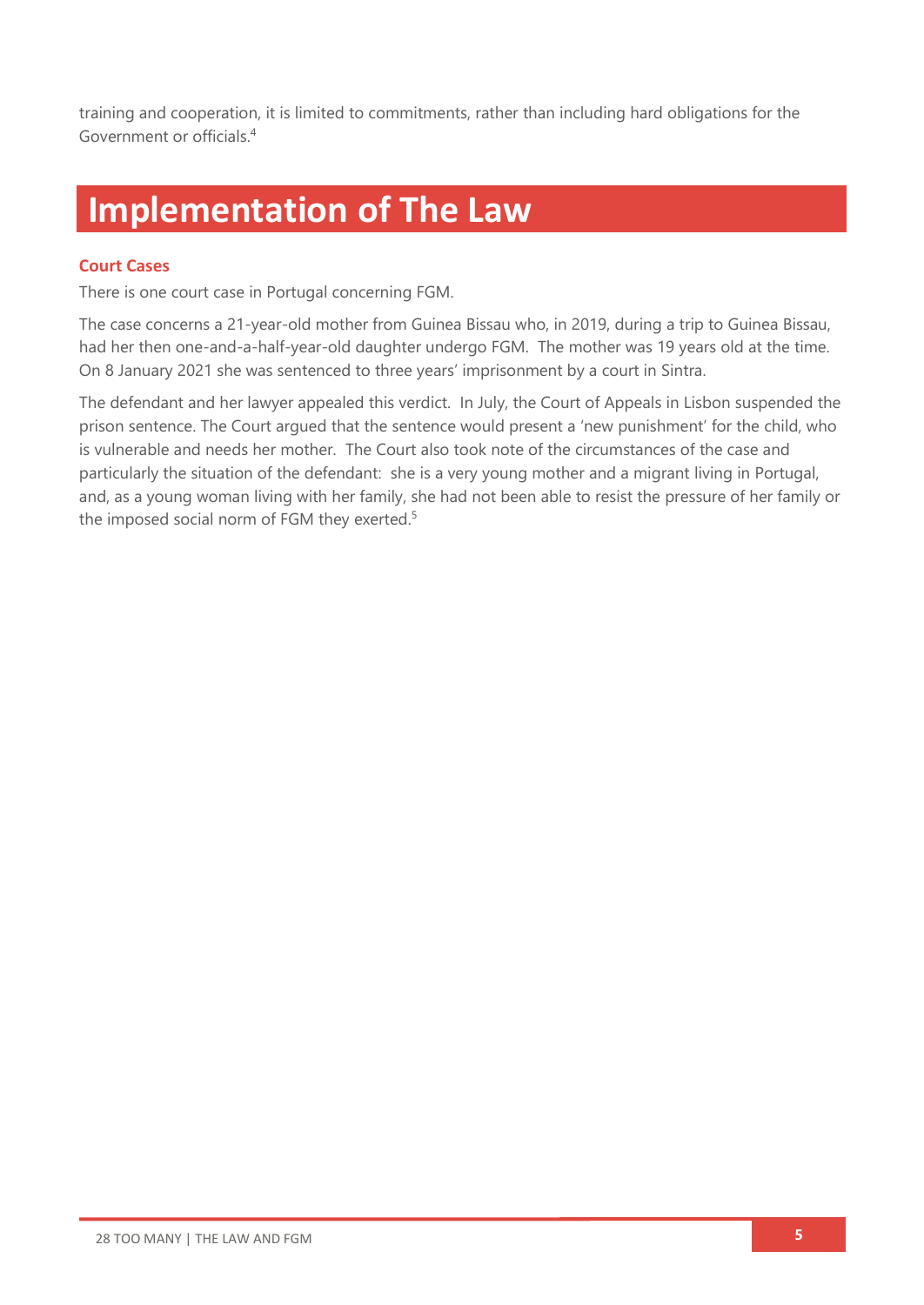training and cooperation, it is limited to commitments, rather than including hard obligations for the Government or officials.[4]

# Implementation of The Law

### Court Cases

There is one court case in Portugal concerning FGM.

The case concerns a 21-year-old mother from Guinea Bissau who, in 2019, during a trip to Guinea Bissau, had her then one-and-a-half-year-old daughter undergo FGM. The mother was 19 years old at the time. On 8 January 2021 she was sentenced to three years' imprisonment by a court in Sintra.

The defendant and her lawyer appealed this verdict. In July, the Court of Appeals in Lisbon suspended the prison sentence. The Court argued that the sentence would present a 'new punishment' for the child, who is vulnerable and needs her mother. The Court also took note of the circumstances of the case and particularly the situation of the defendant: she is a very young mother and a migrant living in Portugal, and, as a young woman living with her family, she had not been able to resist the pressure of her family or the imposed social norm of FGM they exerted.[5]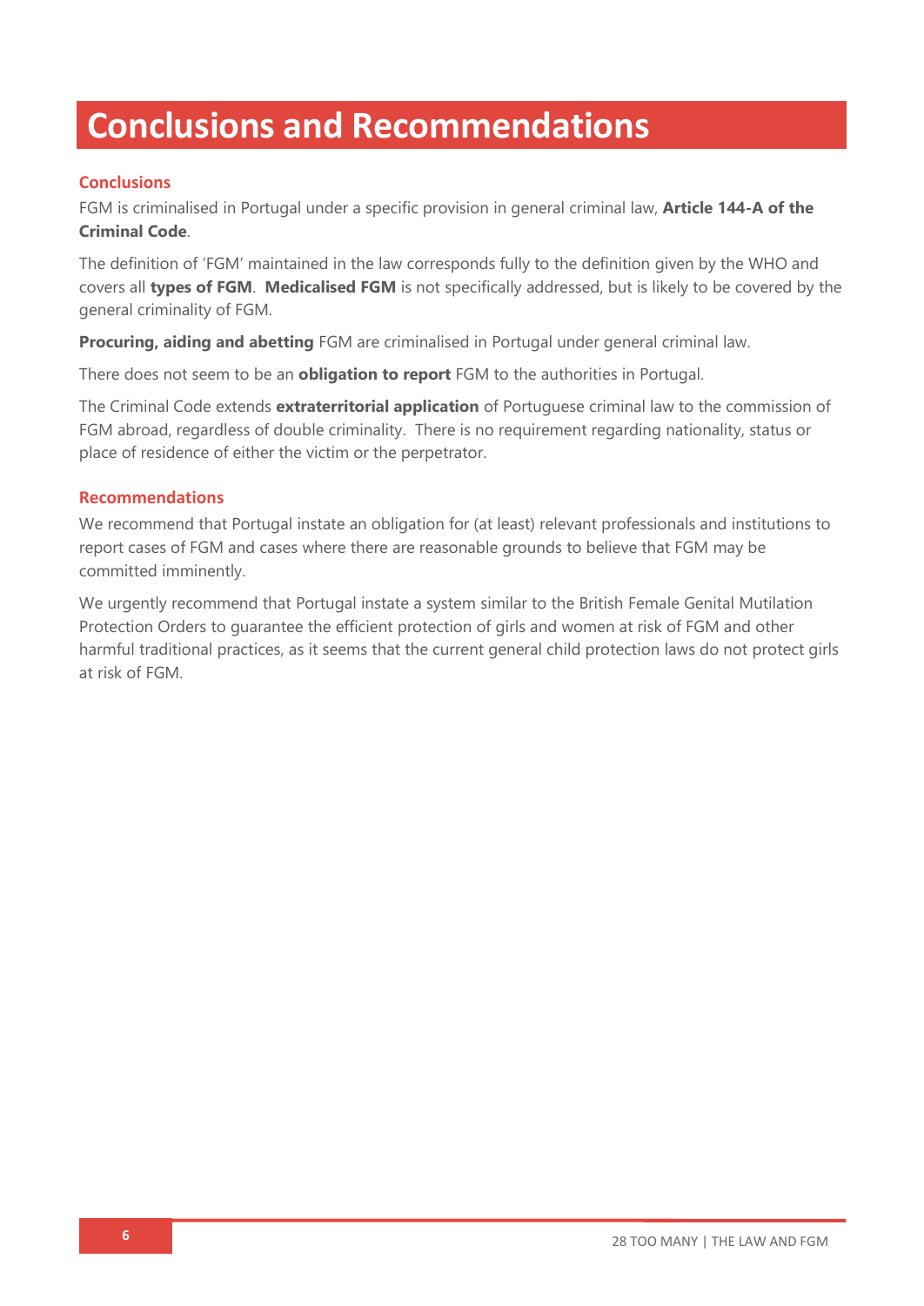# Conclusions and Recommendations

### Conclusions

FGM is criminalised in Portugal under a specific provision in general criminal law, **Article 144-A of the Criminal Code**.

The definition of 'FGM' maintained in the law corresponds fully to the definition given by the WHO and covers all **types of FGM**. **Medicalised FGM** is not specifically addressed, but is likely to be covered by the general criminality of FGM.

**Procuring, aiding and abetting** FGM are criminalised in Portugal under general criminal law.

There does not seem to be an **obligation to report** FGM to the authorities in Portugal.

The Criminal Code extends **extraterritorial application** of Portuguese criminal law to the commission of FGM abroad, regardless of double criminality. There is no requirement regarding nationality, status or place of residence of either the victim or the perpetrator.

### Recommendations

We recommend that Portugal instate an obligation for (at least) relevant professionals and institutions to report cases of FGM and cases where there are reasonable grounds to believe that FGM may be committed imminently.

We urgently recommend that Portugal instate a system similar to the British Female Genital Mutilation Protection Orders to guarantee the efficient protection of girls and women at risk of FGM and other harmful traditional practices, as it seems that the current general child protection laws do not protect girls at risk of FGM.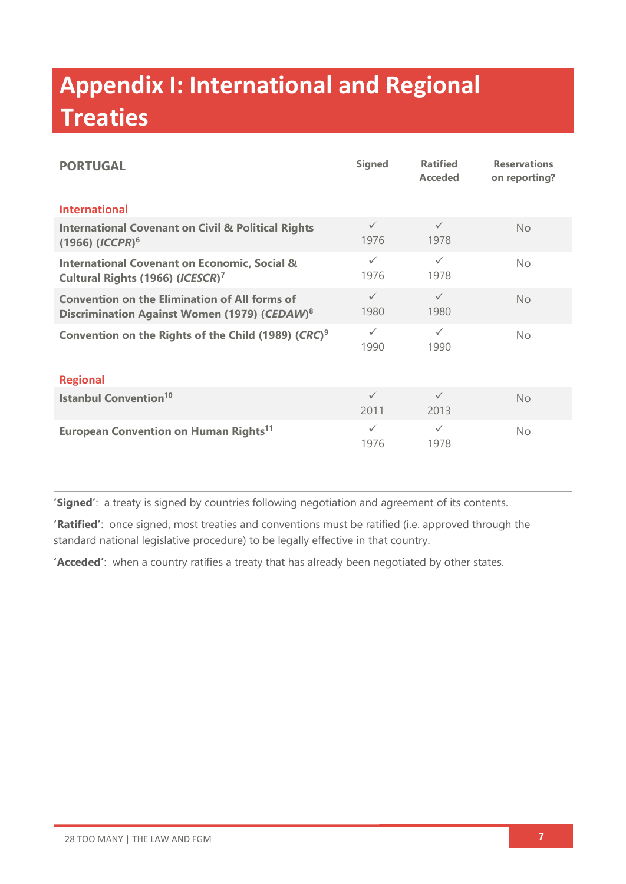# Appendix I: International and Regional Treaties

| PORTUGAL | Signed | Ratified Acceded | Reservations on reporting? |
|---|---|---|---|
| **International** | | | |
| **International Covenant on Civil & Political Rights (1966) (*ICCPR*)**[6] | ✓ 1976 | ✓ 1978 | No |
| **International Covenant on Economic, Social & Cultural Rights (1966) (*ICESCR*)**[7] | ✓ 1976 | ✓ 1978 | No |
| **Convention on the Elimination of All forms of Discrimination Against Women (1979) (*CEDAW*)**[8] | ✓ 1980 | ✓ 1980 | No |
| **Convention on the Rights of the Child (1989) (*CRC*)**[9] | ✓ 1990 | ✓ 1990 | No |
| **Regional** | | | |
| **Istanbul Convention**[10] | ✓ 2011 | ✓ 2013 | No |
| **European Convention on Human Rights**[11] | ✓ 1976 | ✓ 1978 | No |

**'Signed'**: a treaty is signed by countries following negotiation and agreement of its contents.

**'Ratified'**: once signed, most treaties and conventions must be ratified (i.e. approved through the standard national legislative procedure) to be legally effective in that country.

**'Acceded'**: when a country ratifies a treaty that has already been negotiated by other states.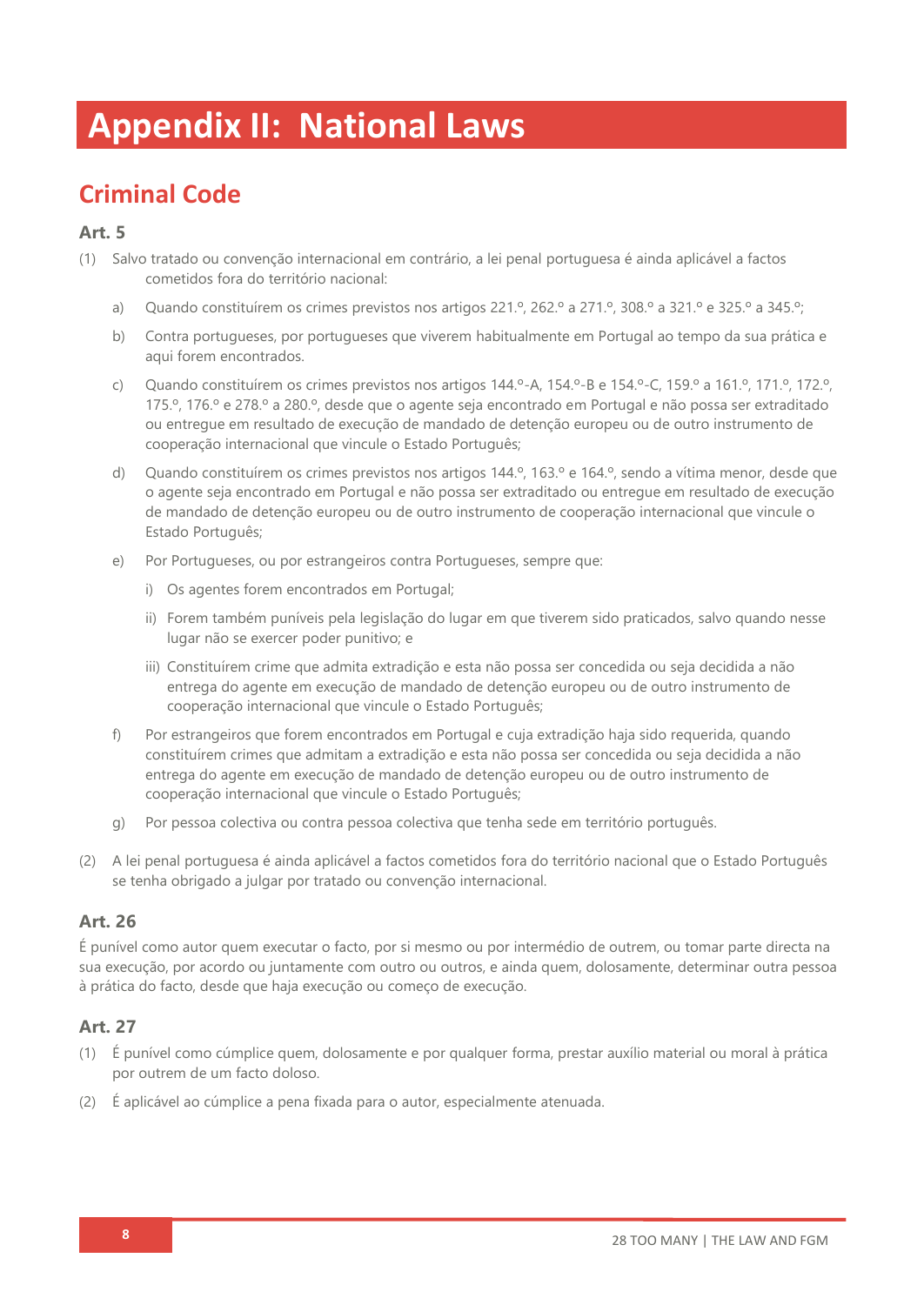# Appendix II: National Laws

## Criminal Code

### Art. 5

(1) Salvo tratado ou convenção internacional em contrário, a lei penal portuguesa é ainda aplicável a factos cometidos fora do território nacional:

a) Quando constituírem os crimes previstos nos artigos 221.º, 262.º a 271.º, 308.º a 321.º e 325.º a 345.º;

b) Contra portugueses, por portugueses que viverem habitualmente em Portugal ao tempo da sua prática e aqui forem encontrados.

c) Quando constituírem os crimes previstos nos artigos 144.º-A, 154.º-B e 154.º-C, 159.º a 161.º, 171.º, 172.º, 175.º, 176.º e 278.º a 280.º, desde que o agente seja encontrado em Portugal e não possa ser extraditado ou entregue em resultado de execução de mandado de detenção europeu ou de outro instrumento de cooperação internacional que vincule o Estado Português;

d) Quando constituírem os crimes previstos nos artigos 144.º, 163.º e 164.º, sendo a vítima menor, desde que o agente seja encontrado em Portugal e não possa ser extraditado ou entregue em resultado de execução de mandado de detenção europeu ou de outro instrumento de cooperação internacional que vincule o Estado Português;

e) Por Portugueses, ou por estrangeiros contra Portugueses, sempre que:

i) Os agentes forem encontrados em Portugal;

ii) Forem também puníveis pela legislação do lugar em que tiverem sido praticados, salvo quando nesse lugar não se exercer poder punitivo; e

iii) Constituírem crime que admita extradição e esta não possa ser concedida ou seja decidida a não entrega do agente em execução de mandado de detenção europeu ou de outro instrumento de cooperação internacional que vincule o Estado Português;

f) Por estrangeiros que forem encontrados em Portugal e cuja extradição haja sido requerida, quando constituírem crimes que admitam a extradição e esta não possa ser concedida ou seja decidida a não entrega do agente em execução de mandado de detenção europeu ou de outro instrumento de cooperação internacional que vincule o Estado Português;

g) Por pessoa colectiva ou contra pessoa colectiva que tenha sede em território português.

(2) A lei penal portuguesa é ainda aplicável a factos cometidos fora do território nacional que o Estado Português se tenha obrigado a julgar por tratado ou convenção internacional.

### Art. 26

É punível como autor quem executar o facto, por si mesmo ou por intermédio de outrem, ou tomar parte directa na sua execução, por acordo ou juntamente com outro ou outros, e ainda quem, dolosamente, determinar outra pessoa à prática do facto, desde que haja execução ou começo de execução.

### Art. 27

(1) É punível como cúmplice quem, dolosamente e por qualquer forma, prestar auxílio material ou moral à prática por outrem de um facto doloso.

(2) É aplicável ao cúmplice a pena fixada para o autor, especialmente atenuada.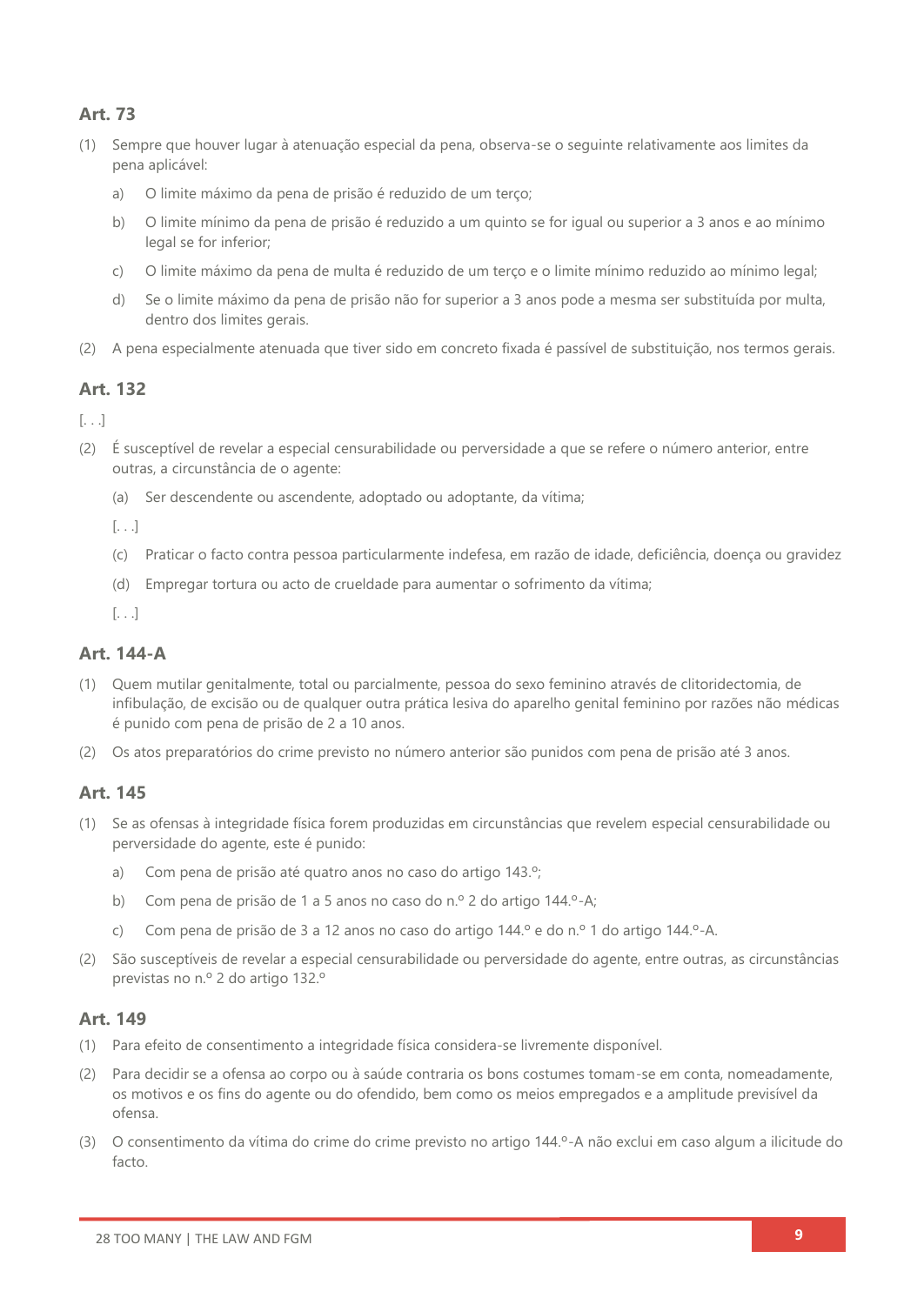### Art. 73

(1) Sempre que houver lugar à atenuação especial da pena, observa-se o seguinte relativamente aos limites da pena aplicável:

a) O limite máximo da pena de prisão é reduzido de um terço;

b) O limite mínimo da pena de prisão é reduzido a um quinto se for igual ou superior a 3 anos e ao mínimo legal se for inferior;

c) O limite máximo da pena de multa é reduzido de um terço e o limite mínimo reduzido ao mínimo legal;

d) Se o limite máximo da pena de prisão não for superior a 3 anos pode a mesma ser substituída por multa, dentro dos limites gerais.

(2) A pena especialmente atenuada que tiver sido em concreto fixada é passível de substituição, nos termos gerais.

### Art. 132

[. . .]

(2) É susceptível de revelar a especial censurabilidade ou perversidade a que se refere o número anterior, entre outras, a circunstância de o agente:

(a) Ser descendente ou ascendente, adoptado ou adoptante, da vítima;

[. . .]

(c) Praticar o facto contra pessoa particularmente indefesa, em razão de idade, deficiência, doença ou gravidez

(d) Empregar tortura ou acto de crueldade para aumentar o sofrimento da vítima;

[. . .]

### Art. 144-A

(1) Quem mutilar genitalmente, total ou parcialmente, pessoa do sexo feminino através de clitoridectomia, de infibulação, de excisão ou de qualquer outra prática lesiva do aparelho genital feminino por razões não médicas é punido com pena de prisão de 2 a 10 anos.

(2) Os atos preparatórios do crime previsto no número anterior são punidos com pena de prisão até 3 anos.

### Art. 145

(1) Se as ofensas à integridade física forem produzidas em circunstâncias que revelem especial censurabilidade ou perversidade do agente, este é punido:

a) Com pena de prisão até quatro anos no caso do artigo 143.º;

b) Com pena de prisão de 1 a 5 anos no caso do n.º 2 do artigo 144.º-A;

c) Com pena de prisão de 3 a 12 anos no caso do artigo 144.º e do n.º 1 do artigo 144.º-A.

(2) São susceptíveis de revelar a especial censurabilidade ou perversidade do agente, entre outras, as circunstâncias previstas no n.º 2 do artigo 132.º

### Art. 149

(1) Para efeito de consentimento a integridade física considera-se livremente disponível.

(2) Para decidir se a ofensa ao corpo ou à saúde contraria os bons costumes tomam-se em conta, nomeadamente, os motivos e os fins do agente ou do ofendido, bem como os meios empregados e a amplitude previsível da ofensa.

(3) O consentimento da vítima do crime do crime previsto no artigo 144.º-A não exclui em caso algum a ilicitude do facto.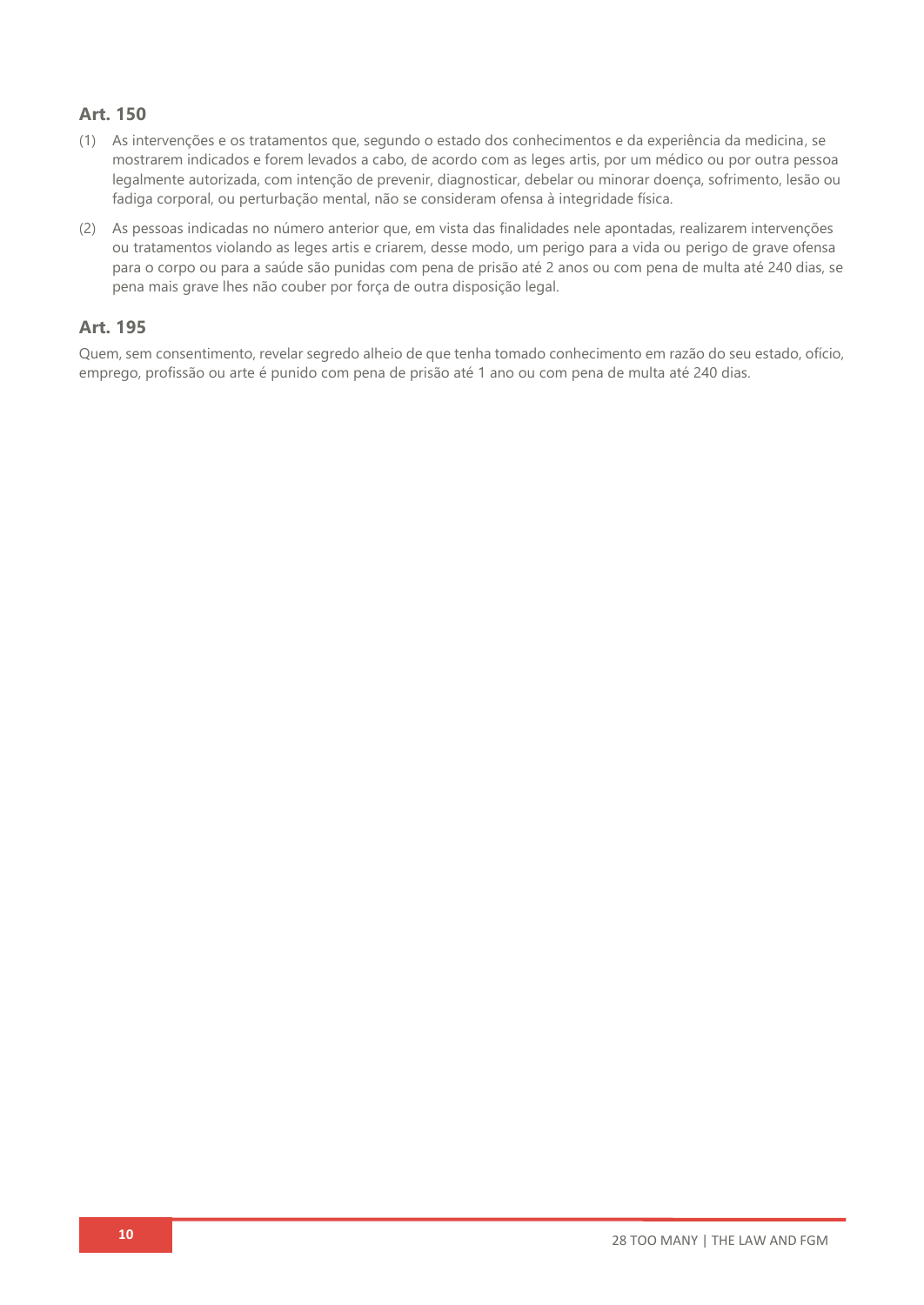### Art. 150

(1) As intervenções e os tratamentos que, segundo o estado dos conhecimentos e da experiência da medicina, se mostrarem indicados e forem levados a cabo, de acordo com as leges artis, por um médico ou por outra pessoa legalmente autorizada, com intenção de prevenir, diagnosticar, debelar ou minorar doença, sofrimento, lesão ou fadiga corporal, ou perturbação mental, não se consideram ofensa à integridade física.

(2) As pessoas indicadas no número anterior que, em vista das finalidades nele apontadas, realizarem intervenções ou tratamentos violando as leges artis e criarem, desse modo, um perigo para a vida ou perigo de grave ofensa para o corpo ou para a saúde são punidas com pena de prisão até 2 anos ou com pena de multa até 240 dias, se pena mais grave lhes não couber por força de outra disposição legal.

### Art. 195

Quem, sem consentimento, revelar segredo alheio de que tenha tomado conhecimento em razão do seu estado, ofício, emprego, profissão ou arte é punido com pena de prisão até 1 ano ou com pena de multa até 240 dias.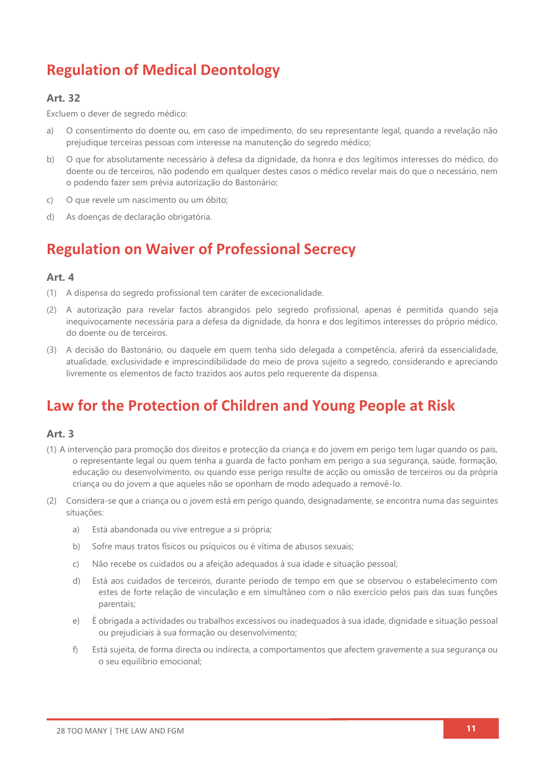## Regulation of Medical Deontology

### Art. 32

Excluem o dever de segredo médico:

a) O consentimento do doente ou, em caso de impedimento, do seu representante legal, quando a revelação não prejudique terceiras pessoas com interesse na manutenção do segredo médico;

b) O que for absolutamente necessário à defesa da dignidade, da honra e dos legítimos interesses do médico, do doente ou de terceiros, não podendo em qualquer destes casos o médico revelar mais do que o necessário, nem o podendo fazer sem prévia autorização do Bastonário;

c) O que revele um nascimento ou um óbito;

d) As doenças de declaração obrigatória.

## Regulation on Waiver of Professional Secrecy

### Art. 4

(1) A dispensa do segredo profissional tem caráter de excecionalidade.

(2) A autorização para revelar factos abrangidos pelo segredo profissional, apenas é permitida quando seja inequivocamente necessária para a defesa da dignidade, da honra e dos legítimos interesses do próprio médico, do doente ou de terceiros.

(3) A decisão do Bastonário, ou daquele em quem tenha sido delegada a competência, aferirá da essencialidade, atualidade, exclusividade e imprescindibilidade do meio de prova sujeito a segredo, considerando e apreciando livremente os elementos de facto trazidos aos autos pelo requerente da dispensa.

## Law for the Protection of Children and Young People at Risk

### Art. 3

(1) A intervenção para promoção dos direitos e protecção da criança e do jovem em perigo tem lugar quando os pais, o representante legal ou quem tenha a guarda de facto ponham em perigo a sua segurança, saúde, formação, educação ou desenvolvimento, ou quando esse perigo resulte de acção ou omissão de terceiros ou da própria criança ou do jovem a que aqueles não se oponham de modo adequado a removê-lo.

(2) Considera-se que a criança ou o jovem está em perigo quando, designadamente, se encontra numa das seguintes situações:

a) Está abandonada ou vive entregue a si própria;

b) Sofre maus tratos físicos ou psíquicos ou é vítima de abusos sexuais;

c) Não recebe os cuidados ou a afeição adequados à sua idade e situação pessoal;

d) Está aos cuidados de terceiros, durante período de tempo em que se observou o estabelecimento com estes de forte relação de vinculação e em simultâneo com o não exercício pelos pais das suas funções parentais;

e) É obrigada a actividades ou trabalhos excessivos ou inadequados à sua idade, dignidade e situação pessoal ou prejudiciais à sua formação ou desenvolvimento;

f) Está sujeita, de forma directa ou indirecta, a comportamentos que afectem gravemente a sua segurança ou o seu equilíbrio emocional;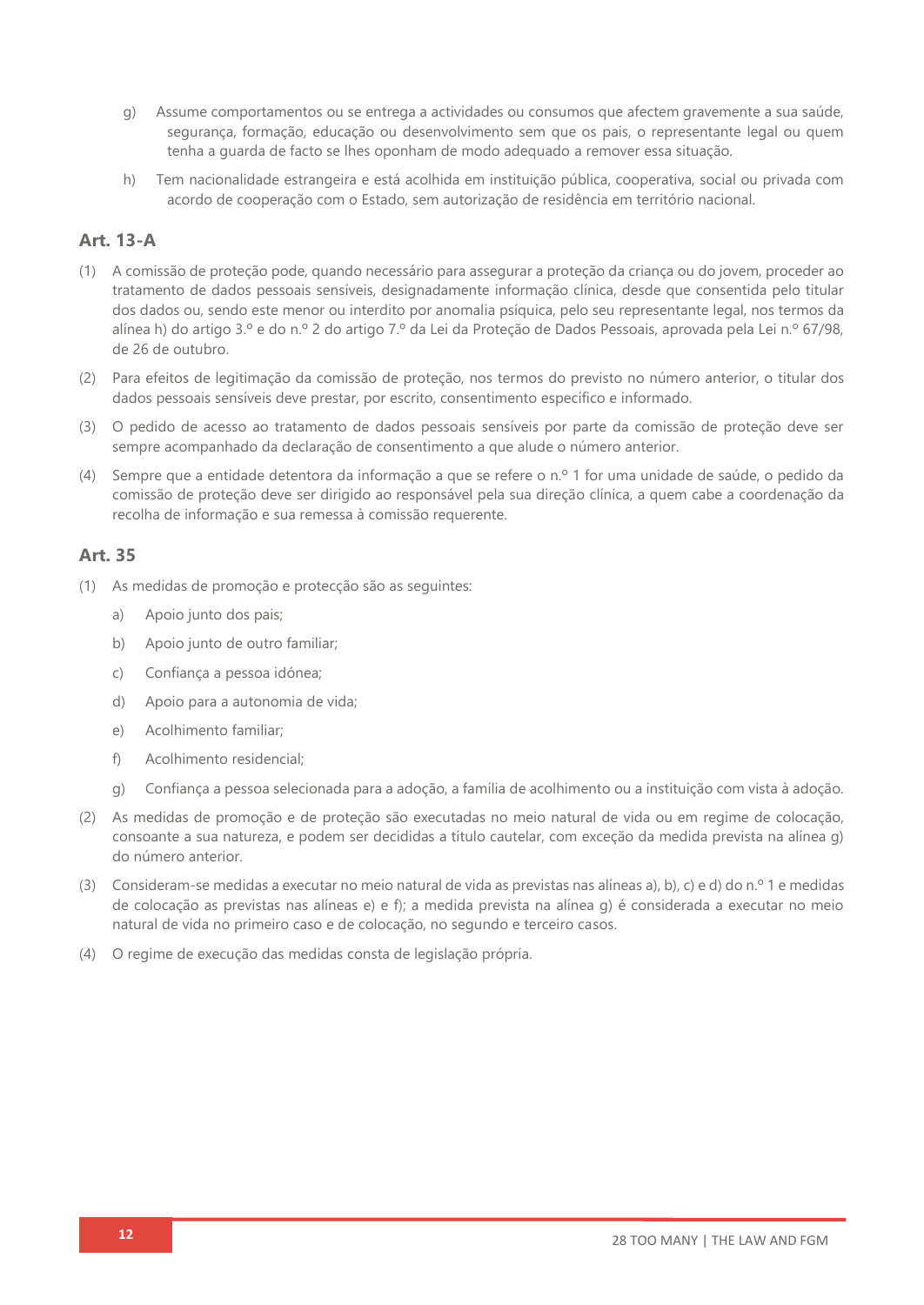g) Assume comportamentos ou se entrega a actividades ou consumos que afectem gravemente a sua saúde, segurança, formação, educação ou desenvolvimento sem que os pais, o representante legal ou quem tenha a guarda de facto se lhes oponham de modo adequado a remover essa situação.

h) Tem nacionalidade estrangeira e está acolhida em instituição pública, cooperativa, social ou privada com acordo de cooperação com o Estado, sem autorização de residência em território nacional.

## Art. 13-A

(1) A comissão de proteção pode, quando necessário para assegurar a proteção da criança ou do jovem, proceder ao tratamento de dados pessoais sensíveis, designadamente informação clínica, desde que consentida pelo titular dos dados ou, sendo este menor ou interdito por anomalia psíquica, pelo seu representante legal, nos termos da alínea h) do artigo 3.º e do n.º 2 do artigo 7.º da Lei da Proteção de Dados Pessoais, aprovada pela Lei n.º 67/98, de 26 de outubro.

(2) Para efeitos de legitimação da comissão de proteção, nos termos do previsto no número anterior, o titular dos dados pessoais sensíveis deve prestar, por escrito, consentimento específico e informado.

(3) O pedido de acesso ao tratamento de dados pessoais sensíveis por parte da comissão de proteção deve ser sempre acompanhado da declaração de consentimento a que alude o número anterior.

(4) Sempre que a entidade detentora da informação a que se refere o n.º 1 for uma unidade de saúde, o pedido da comissão de proteção deve ser dirigido ao responsável pela sua direção clínica, a quem cabe a coordenação da recolha de informação e sua remessa à comissão requerente.

## Art. 35

(1) As medidas de promoção e protecção são as seguintes:

  a) Apoio junto dos pais;

  b) Apoio junto de outro familiar;

  c) Confiança a pessoa idónea;

  d) Apoio para a autonomia de vida;

  e) Acolhimento familiar;

  f) Acolhimento residencial;

  g) Confiança a pessoa selecionada para a adoção, a família de acolhimento ou a instituição com vista à adoção.

(2) As medidas de promoção e de proteção são executadas no meio natural de vida ou em regime de colocação, consoante a sua natureza, e podem ser decididas a título cautelar, com exceção da medida prevista na alínea g) do número anterior.

(3) Consideram-se medidas a executar no meio natural de vida as previstas nas alíneas a), b), c) e d) do n.º 1 e medidas de colocação as previstas nas alíneas e) e f); a medida prevista na alínea g) é considerada a executar no meio natural de vida no primeiro caso e de colocação, no segundo e terceiro casos.

(4) O regime de execução das medidas consta de legislação própria.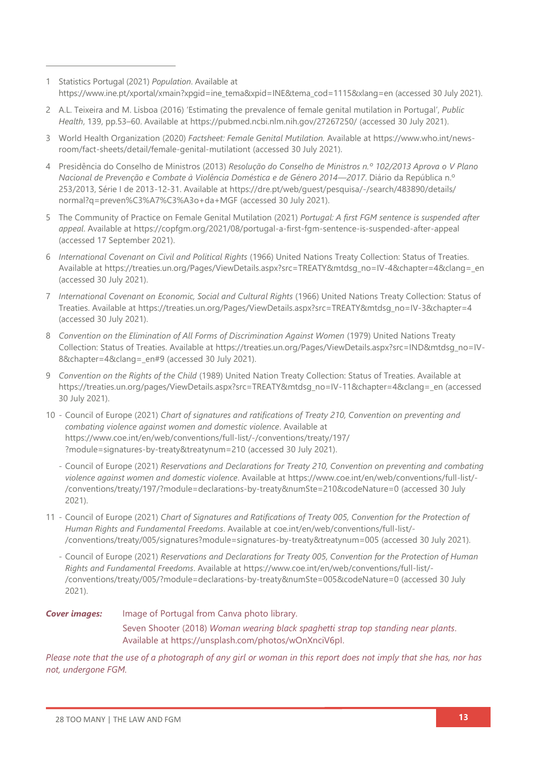1 Statistics Portugal (2021) *Population*. Available at https://www.ine.pt/xportal/xmain?xpgid=ine_tema&xpid=INE&tema_cod=1115&xlang=en (accessed 30 July 2021).

2 A.L. Teixeira and M. Lisboa (2016) 'Estimating the prevalence of female genital mutilation in Portugal', *Public Health*, 139, pp.53–60. Available at https://pubmed.ncbi.nlm.nih.gov/27267250/ (accessed 30 July 2021).

3 World Health Organization (2020) *Factsheet: Female Genital Mutilation.* Available at https://www.who.int/news-room/fact-sheets/detail/female-genital-mutilationt (accessed 30 July 2021).

4 Presidência do Conselho de Ministros (2013) *Resolução do Conselho de Ministros n.º 102/2013 Aprova o V Plano Nacional de Prevenção e Combate à Violência Doméstica e de Género 2014—2017*. Diário da República n.º 253/2013, Série I de 2013-12-31. Available at https://dre.pt/web/guest/pesquisa/-/search/483890/details/normal?q=preven%C3%A7%C3%A3o+da+MGF (accessed 30 July 2021).

5 The Community of Practice on Female Genital Mutilation (2021) *Portugal: A first FGM sentence is suspended after appeal*. Available at https://copfgm.org/2021/08/portugal-a-first-fgm-sentence-is-suspended-after-appeal (accessed 17 September 2021).

6 *International Covenant on Civil and Political Rights* (1966) United Nations Treaty Collection: Status of Treaties. Available at https://treaties.un.org/Pages/ViewDetails.aspx?src=TREATY&mtdsg_no=IV-4&chapter=4&clang=_en (accessed 30 July 2021).

7 *International Covenant on Economic, Social and Cultural Rights* (1966) United Nations Treaty Collection: Status of Treaties. Available at https://treaties.un.org/Pages/ViewDetails.aspx?src=TREATY&mtdsg_no=IV-3&chapter=4 (accessed 30 July 2021).

8 *Convention on the Elimination of All Forms of Discrimination Against Women* (1979) United Nations Treaty Collection: Status of Treaties. Available at https://treaties.un.org/Pages/ViewDetails.aspx?src=IND&mtdsg_no=IV-8&chapter=4&clang=_en#9 (accessed 30 July 2021).

9 *Convention on the Rights of the Child* (1989) United Nation Treaty Collection: Status of Treaties. Available at https://treaties.un.org/pages/ViewDetails.aspx?src=TREATY&mtdsg_no=IV-11&chapter=4&clang=_en (accessed 30 July 2021).

10 - Council of Europe (2021) *Chart of signatures and ratifications of Treaty 210, Convention on preventing and combating violence against women and domestic violence*. Available at https://www.coe.int/en/web/conventions/full-list/-/conventions/treaty/197/?module=signatures-by-treaty&treatynum=210 (accessed 30 July 2021).

- Council of Europe (2021) *Reservations and Declarations for Treaty 210, Convention on preventing and combating violence against women and domestic violence*. Available at https://www.coe.int/en/web/conventions/full-list/-/conventions/treaty/197/?module=declarations-by-treaty&numSte=210&codeNature=0 (accessed 30 July 2021).

11 - Council of Europe (2021) *Chart of Signatures and Ratifications of Treaty 005, Convention for the Protection of Human Rights and Fundamental Freedoms*. Available at coe.int/en/web/conventions/full-list/-/conventions/treaty/005/signatures?module=signatures-by-treaty&treatynum=005 (accessed 30 July 2021).

- Council of Europe (2021) *Reservations and Declarations for Treaty 005, Convention for the Protection of Human Rights and Fundamental Freedoms*. Available at https://www.coe.int/en/web/conventions/full-list/-/conventions/treaty/005/?module=declarations-by-treaty&numSte=005&codeNature=0 (accessed 30 July 2021).

***Cover images:*** Image of Portugal from Canva photo library.

Seven Shooter (2018) *Woman wearing black spaghetti strap top standing near plants*. Available at https://unsplash.com/photos/wOnXnciV6pI.

*Please note that the use of a photograph of any girl or woman in this report does not imply that she has, nor has not, undergone FGM.*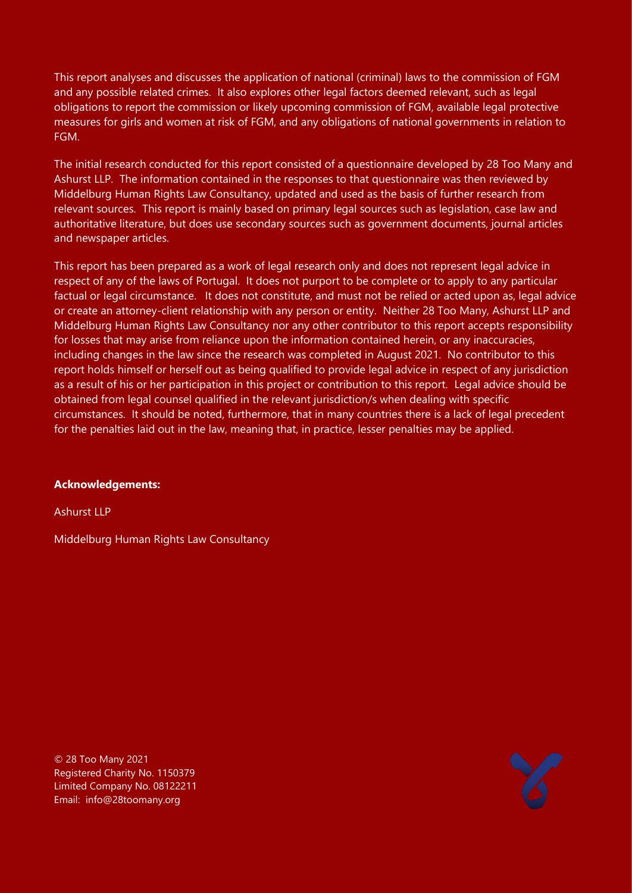This report analyses and discusses the application of national (criminal) laws to the commission of FGM and any possible related crimes. It also explores other legal factors deemed relevant, such as legal obligations to report the commission or likely upcoming commission of FGM, available legal protective measures for girls and women at risk of FGM, and any obligations of national governments in relation to FGM.

The initial research conducted for this report consisted of a questionnaire developed by 28 Too Many and Ashurst LLP. The information contained in the responses to that questionnaire was then reviewed by Middelburg Human Rights Law Consultancy, updated and used as the basis of further research from relevant sources. This report is mainly based on primary legal sources such as legislation, case law and authoritative literature, but does use secondary sources such as government documents, journal articles and newspaper articles.

This report has been prepared as a work of legal research only and does not represent legal advice in respect of any of the laws of Portugal. It does not purport to be complete or to apply to any particular factual or legal circumstance. It does not constitute, and must not be relied or acted upon as, legal advice or create an attorney-client relationship with any person or entity. Neither 28 Too Many, Ashurst LLP and Middelburg Human Rights Law Consultancy nor any other contributor to this report accepts responsibility for losses that may arise from reliance upon the information contained herein, or any inaccuracies, including changes in the law since the research was completed in August 2021. No contributor to this report holds himself or herself out as being qualified to provide legal advice in respect of any jurisdiction as a result of his or her participation in this project or contribution to this report. Legal advice should be obtained from legal counsel qualified in the relevant jurisdiction/s when dealing with specific circumstances. It should be noted, furthermore, that in many countries there is a lack of legal precedent for the penalties laid out in the law, meaning that, in practice, lesser penalties may be applied.

**Acknowledgements:**

Ashurst LLP

Middelburg Human Rights Law Consultancy

© 28 Too Many 2021
Registered Charity No. 1150379
Limited Company No. 08122211
Email: info@28toomany.org